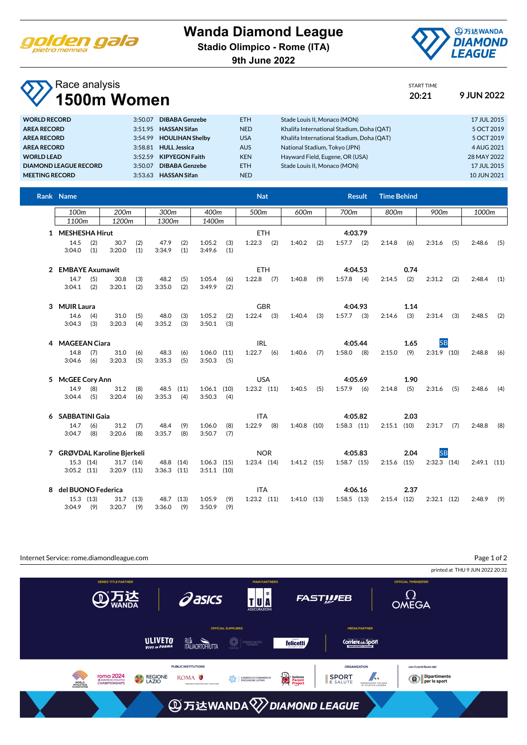# Wanda Diamond League

**Stadio Olimpico - Rome (ITA)**
**9th June 2022**

## Race analysis
# 1500m Women

START TIME **20:21** **9 JUN 2022**

| | | | | | |
|---|---|---|---|---|---|
| **WORLD RECORD** | 3:50.07 | **DIBABA Genzebe** | ETH | Stade Louis II, Monaco (MON) | 17 JUL 2015 |
| **AREA RECORD** | 3:51.95 | **HASSAN Sifan** | NED | Khalifa International Stadium, Doha (QAT) | 5 OCT 2019 |
| **AREA RECORD** | 3:54.99 | **HOULIHAN Shelby** | USA | Khalifa International Stadium, Doha (QAT) | 5 OCT 2019 |
| **AREA RECORD** | 3:58.81 | **HULL Jessica** | AUS | National Stadium, Tokyo (JPN) | 4 AUG 2021 |
| **WORLD LEAD** | 3:52.59 | **KIPYEGON Faith** | KEN | Hayward Field, Eugene, OR (USA) | 28 MAY 2022 |
| **DIAMOND LEAGUE RECORD** | 3:50.07 | **DIBABA Genzebe** | ETH | Stade Louis II, Monaco (MON) | 17 JUL 2015 |
| **MEETING RECORD** | 3:53.63 | **HASSAN Sifan** | NED | | 10 JUN 2021 |

| Rank | Name | Nat | Result | Time Behind | | 100m | 200m | 300m | 400m | 500m | 600m | 700m | 800m | 900m | 1000m | 1100m | 1200m | 1300m | 1400m |
|---|---|---|---|---|---|---|---|---|---|---|---|---|---|---|---|---|---|---|---|
| 1 | **MESHESHA Hirut** | ETH | **4:03.79** | | | 14.5 (2) | 30.7 (2) | 47.9 (2) | 1:05.2 (3) | 1:22.3 (2) | 1:40.2 (2) | 1:57.7 (2) | 2:14.8 (6) | 2:31.6 (5) | 2:48.6 (5) | 3:04.0 (1) | 3:20.0 (1) | 3:34.9 (1) | 3:49.6 (1) |
| 2 | **EMBAYE Axumawit** | ETH | **4:04.53** | **0.74** | | 14.7 (5) | 30.8 (3) | 48.2 (5) | 1:05.4 (6) | 1:22.8 (7) | 1:40.8 (9) | 1:57.8 (4) | 2:14.5 (2) | 2:31.2 (2) | 2:48.4 (1) | 3:04.1 (2) | 3:20.1 (2) | 3:35.0 (2) | 3:49.9 (2) |
| 3 | **MUIR Laura** | GBR | **4:04.93** | **1.14** | | 14.6 (4) | 31.0 (5) | 48.0 (3) | 1:05.2 (2) | 1:22.4 (3) | 1:40.4 (3) | 1:57.7 (3) | 2:14.6 (3) | 2:31.4 (3) | 2:48.5 (2) | 3:04.3 (3) | 3:20.3 (4) | 3:35.2 (3) | 3:50.1 (3) |
| 4 | **MAGEEAN Ciara** | IRL | **4:05.44** | **1.65** | SB | 14.8 (7) | 31.0 (6) | 48.3 (6) | 1:06.0 (11) | 1:22.7 (6) | 1:40.6 (7) | 1:58.0 (8) | 2:15.0 (9) | 2:31.9 (10) | 2:48.8 (6) | 3:04.6 (6) | 3:20.3 (5) | 3:35.3 (5) | 3:50.3 (5) |
| 5 | **McGEE Cory Ann** | USA | **4:05.69** | **1.90** | | 14.9 (8) | 31.2 (8) | 48.5 (11) | 1:06.1 (10) | 1:23.2 (11) | 1:40.5 (5) | 1:57.9 (6) | 2:14.8 (5) | 2:31.6 (5) | 2:48.6 (4) | 3:04.4 (5) | 3:20.4 (6) | 3:35.3 (4) | 3:50.3 (4) |
| 6 | **SABBATINI Gaia** | ITA | **4:05.82** | **2.03** | | 14.7 (6) | 31.2 (7) | 48.4 (9) | 1:06.0 (8) | 1:22.9 (8) | 1:40.8 (10) | 1:58.3 (11) | 2:15.1 (10) | 2:31.7 (7) | 2:48.8 (8) | 3:04.7 (8) | 3:20.6 (8) | 3:35.7 (8) | 3:50.7 (7) |
| 7 | **GRØVDAL Karoline Bjerkeli** | NOR | **4:05.83** | **2.04** | SB | 15.3 (14) | 31.7 (14) | 48.8 (14) | 1:06.3 (15) | 1:23.4 (14) | 1:41.2 (15) | 1:58.7 (15) | 2:15.6 (15) | 2:32.3 (14) | 2:49.1 (11) | 3:05.2 (11) | 3:20.9 (11) | 3:36.3 (11) | 3:51.1 (10) |
| 8 | **del BUONO Federica** | ITA | **4:06.16** | **2.37** | | 15.3 (13) | 31.7 (13) | 48.7 (13) | 1:05.9 (9) | 1:23.2 (11) | 1:41.0 (13) | 1:58.5 (13) | 2:15.4 (12) | 2:32.1 (12) | 2:48.9 (9) | 3:04.9 (9) | 3:20.7 (9) | 3:36.0 (9) | 3:50.9 (9) |

Internet Service: rome.diamondleague.com

printed at THU 9 JUN 2022 20:32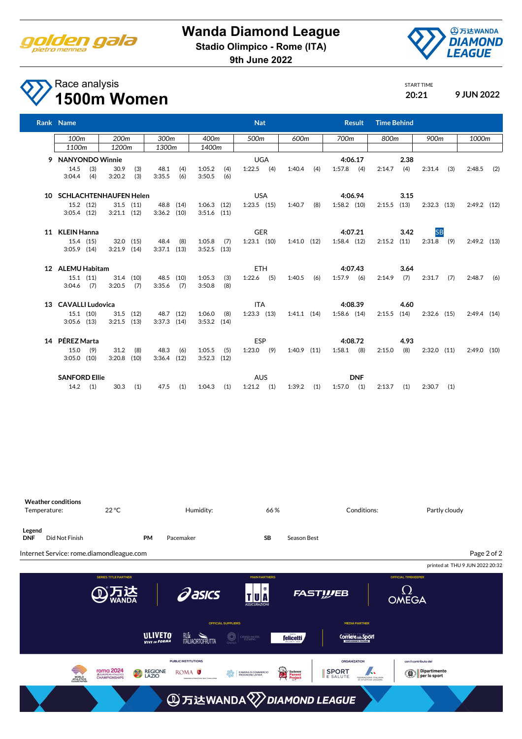# Wanda Diamond League

**Stadio Olimpico - Rome (ITA)**

**9th June 2022**

## Race analysis

# 1500m Women

START TIME **20:21** **9 JUN 2022**

| Rank | Name | Nat | Result | Time Behind | | | | | |
|---|---|---|---|---|---|---|---|---|---|
| | 100m | 200m | 300m | 400m | 500m | 600m | 700m | 800m | 900m | 1000m |
| | 1100m | 1200m | 1300m | 1400m | | | | | | |

| Rank | Name | Nat | Result | Time Behind | 100m / 1100m | 200m / 1200m | 300m / 1300m | 400m / 1400m | 500m | 600m | 700m | 800m | 900m | 1000m |
|---|---|---|---|---|---|---|---|---|---|---|---|---|---|---|
| 9 | NANYONDO Winnie | UGA | 4:06.17 | 2.38 | 14.5 (3) / 3:04.4 (4) | 30.9 (3) / 3:20.2 (3) | 48.1 (4) / 3:35.5 (6) | 1:05.2 (4) / 3:50.5 (6) | 1:22.5 (4) | 1:40.4 (4) | 1:57.8 (4) | 2:14.7 (4) | 2:31.4 (3) | 2:48.5 (2) |
| 10 | SCHLACHTENHAUFEN Helen | USA | 4:06.94 | 3.15 | 15.2 (12) / 3:05.4 (12) | 31.5 (11) / 3:21.1 (12) | 48.8 (14) / 3:36.2 (10) | 1:06.3 (12) / 3:51.6 (11) | 1:23.5 (15) | 1:40.7 (8) | 1:58.2 (10) | 2:15.5 (13) | 2:32.3 (13) | 2:49.2 (12) |
| 11 | KLEIN Hanna | GER | 4:07.21 | 3.42 SB | 15.4 (15) / 3:05.9 (14) | 32.0 (15) / 3:21.9 (14) | 48.4 (8) / 3:37.1 (13) | 1:05.8 (7) / 3:52.5 (13) | 1:23.1 (10) | 1:41.0 (12) | 1:58.4 (12) | 2:15.2 (11) | 2:31.8 (9) | 2:49.2 (13) |
| 12 | ALEMU Habitam | ETH | 4:07.43 | 3.64 | 15.1 (11) / 3:04.6 (7) | 31.4 (10) / 3:20.5 (7) | 48.5 (10) / 3:35.6 (7) | 1:05.3 (3) / 3:50.8 (8) | 1:22.6 (5) | 1:40.5 (6) | 1:57.9 (6) | 2:14.9 (7) | 2:31.7 (7) | 2:48.7 (6) |
| 13 | CAVALLI Ludovica | ITA | 4:08.39 | 4.60 | 15.1 (10) / 3:05.6 (13) | 31.5 (12) / 3:21.5 (13) | 48.7 (12) / 3:37.3 (14) | 1:06.0 (8) / 3:53.2 (14) | 1:23.3 (13) | 1:41.1 (14) | 1:58.6 (14) | 2:15.5 (14) | 2:32.6 (15) | 2:49.4 (14) |
| 14 | PÉREZ Marta | ESP | 4:08.72 | 4.93 | 15.0 (9) / 3:05.0 (10) | 31.2 (8) / 3:20.8 (10) | 48.3 (6) / 3:36.4 (12) | 1:05.5 (5) / 3:52.3 (12) | 1:23.0 (9) | 1:40.9 (11) | 1:58.1 (8) | 2:15.0 (8) | 2:32.0 (11) | 2:49.0 (10) |
| | SANFORD Ellie | AUS | DNF | | 14.2 (1) | 30.3 (1) | 47.5 (1) | 1:04.3 (1) | 1:21.2 (1) | 1:39.2 (1) | 1:57.0 (1) | 2:13.7 (1) | 2:30.7 (1) | |

**Weather conditions**

Temperature: 22 °C | Humidity: 66 % | Conditions: Partly cloudy

**Legend**

**DNF** Did Not Finish | **PM** Pacemaker | **SB** Season Best

Internet Service: rome.diamondleague.com

printed at THU 9 JUN 2022 20:32